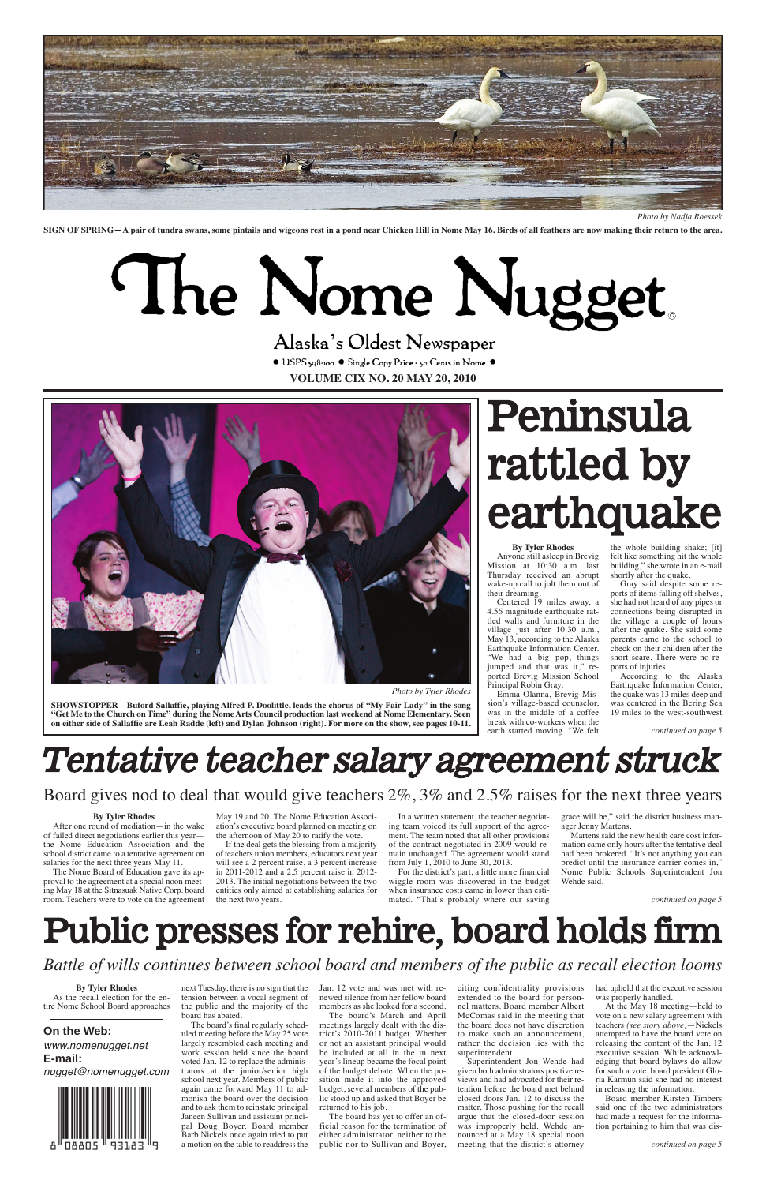Photo by Nadja Roessek

**SIGN OF SPRING—A pair of tundra swans, some pintails and wigeons rest in a pond near Chicken Hill in Nome May 16. Birds of all feathers are now making their return to the area.**

# The Nome Nugget

Alaska's Oldest Newspaper

● USPS 598-100 ● Single Copy Price - 50 Cents in Nome ●

**VOLUME CIX NO. 20 MAY 20, 2010**

Photo by Tyler Rhodes

**SHOWSTOPPER—Buford Sallaffie, playing Alfred P. Doolittle, leads the chorus of "My Fair Lady" in the song "Get Me to the Church on Time" during the Nome Arts Council production last weekend at Nome Elementary. Seen on either side of Sallaffie are Leah Radde (left) and Dylan Johnson (right). For more on the show, see pages 10-11.**

# Peninsula rattled by earthquake

**By Tyler Rhodes**

Anyone still asleep in Brevig Mission at 10:30 a.m. last Thursday received an abrupt wake-up call to jolt them out of their dreaming.

Centered 19 miles away, a 4.56 magnitude earthquake rattled walls and furniture in the village just after 10:30 a.m., May 13, according to the Alaska Earthquake Information Center. "We had a big pop, things jumped and that was it," reported Brevig Mission School Principal Robin Gray.

Emma Olanna, Brevig Mission's village-based counselor, was in the middle of a coffee break with co-workers when the earth started moving. "We felt the whole building shake; [it] felt like something hit the whole building," she wrote in an e-mail shortly after the quake.

Gray said despite some reports of items falling off shelves, she had not heard of any pipes or connections being disrupted in the village a couple of hours after the quake. She said some parents came to the school to check on their children after the short scare. There were no reports of injuries.

According to the Alaska Earthquake Information Center, the quake was 13 miles deep and was centered in the Bering Sea 19 miles to the west-southwest

*continued on page 5*

# Tentative teacher salary agreement struck

## Board gives nod to deal that would give teachers 2%, 3% and 2.5% raises for the next three years

**By Tyler Rhodes**

After one round of mediation—in the wake of failed direct negotiations earlier this year—the Nome Education Association and the school district came to a tentative agreement on salaries for the next three years May 11.

The Nome Board of Education gave its approval to the agreement at a special noon meeting May 18 at the Sitnasuak Native Corp. board room. Teachers were to vote on the agreement May 19 and 20. The Nome Education Association's executive board planned on meeting on the afternoon of May 20 to ratify the vote.

If the deal gets the blessing from a majority of teachers union members, educators next year will see a 2 percent raise, a 3 percent increase in 2011-2012 and a 2.5 percent raise in 2012-2013. The initial negotiations between the two entities only aimed at establishing salaries for the next two years.

In a written statement, the teacher negotiating team voiced its full support of the agreement. The team noted that all other provisions of the contract negotiated in 2009 would remain unchanged. The agreement would stand from July 1, 2010 to June 30, 2013.

For the district's part, a little more financial wiggle room was discovered in the budget when insurance costs came in lower than estimated. "That's probably where our saving grace will be," said the district business manager Jenny Martens.

Martens said the new health care cost information came only hours after the tentative deal had been brokered. "It's not anything you can predict until the insurance carrier comes in," Nome Public Schools Superintendent Jon Wehde said.

*continued on page 5*

# Public presses for rehire, board holds firm

*Battle of wills continues between school board and members of the public as recall election looms*

**By Tyler Rhodes**

As the recall election for the entire Nome School Board approaches next Tuesday, there is no sign that the tension between a vocal segment of the public and the majority of the board has abated.

The board's final regularly scheduled meeting before the May 25 vote largely resembled each meeting and work session held since the board voted Jan. 12 to replace the administrators at the junior/senior high school next year. Members of public again came forward May 11 to admonish the board over the decision and to ask them to reinstate principal Janeen Sullivan and assistant principal Doug Boyer. Board member Barb Nickels once again tried to put a motion on the table to readdress the Jan. 12 vote and was met with renewed silence from her fellow board members as she looked for a second.

The board's March and April meetings largely dealt with the district's 2010-2011 budget. Whether or not an assistant principal would be included at all in the in next year's lineup became the focal point of the budget debate. When the position made it into the approved budget, several members of the public stood up and asked that Boyer be returned to his job.

The board has yet to offer an official reason for the termination of either administrator, neither to the public nor to Sullivan and Boyer, citing confidentiality provisions extended to the board for personnel matters. Board member Albert McComas said in the meeting that the board does not have discretion to make such an announcement, rather the decision lies with the superintendent.

Superintendent Jon Wehde had given both administrators positive reviews and had advocated for their retention before the board met behind closed doors Jan. 12 to discuss the matter. Those pushing for the recall argue that the closed-door session was improperly held. Wehde announced at a May 18 special noon meeting that the district's attorney had upheld that the executive session was properly handled.

At the May 18 meeting—held to vote on a new salary agreement with teachers *(see story above)*—Nickels attempted to have the board vote on releasing the content of the Jan. 12 executive session. While acknowledging that board bylaws do allow for such a vote, board president Gloria Karmun said she had no interest in releasing the information.

Board member Kirsten Timbers said one of the two administrators had made a request for the information pertaining to him that was dis-

*continued on page 5*

**On the Web:**
*www.nomenugget.net*
**E-mail:**
*nugget@nomenugget.com*

8 08805 93183 9